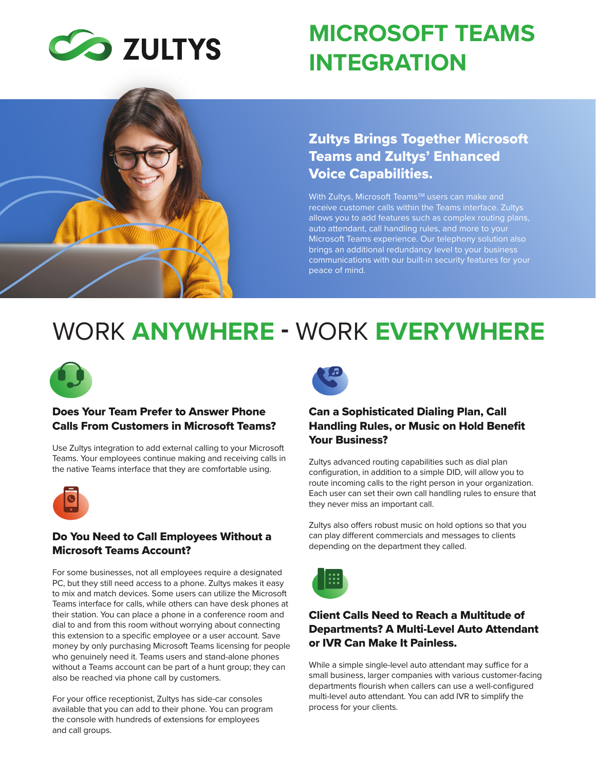ZULTYS

# MICROSOFT TEAMS INTEGRATION

## Zultys Brings Together Microsoft Teams and Zultys' Enhanced Voice Capabilities.

With Zultys, Microsoft Teams™ users can make and receive customer calls within the Teams interface. Zultys allows you to add features such as complex routing plans, auto attendant, call handling rules, and more to your Microsoft Teams experience. Our telephony solution also brings an additional redundancy level to your business communications with our built-in security features for your peace of mind.

# WORK **ANYWHERE** - WORK **EVERYWHERE**

### Does Your Team Prefer to Answer Phone Calls From Customers in Microsoft Teams?

Use Zultys integration to add external calling to your Microsoft Teams. Your employees continue making and receiving calls in the native Teams interface that they are comfortable using.

### Do You Need to Call Employees Without a Microsoft Teams Account?

For some businesses, not all employees require a designated PC, but they still need access to a phone. Zultys makes it easy to mix and match devices. Some users can utilize the Microsoft Teams interface for calls, while others can have desk phones at their station. You can place a phone in a conference room and dial to and from this room without worrying about connecting this extension to a specific employee or a user account. Save money by only purchasing Microsoft Teams licensing for people who genuinely need it. Teams users and stand-alone phones without a Teams account can be part of a hunt group; they can also be reached via phone call by customers.

For your office receptionist, Zultys has side-car consoles available that you can add to their phone. You can program the console with hundreds of extensions for employees and call groups.

### Can a Sophisticated Dialing Plan, Call Handling Rules, or Music on Hold Benefit Your Business?

Zultys advanced routing capabilities such as dial plan configuration, in addition to a simple DID, will allow you to route incoming calls to the right person in your organization. Each user can set their own call handling rules to ensure that they never miss an important call.

Zultys also offers robust music on hold options so that you can play different commercials and messages to clients depending on the department they called.

### Client Calls Need to Reach a Multitude of Departments? A Multi-Level Auto Attendant or IVR Can Make It Painless.

While a simple single-level auto attendant may suffice for a small business, larger companies with various customer-facing departments flourish when callers can use a well-configured multi-level auto attendant. You can add IVR to simplify the process for your clients.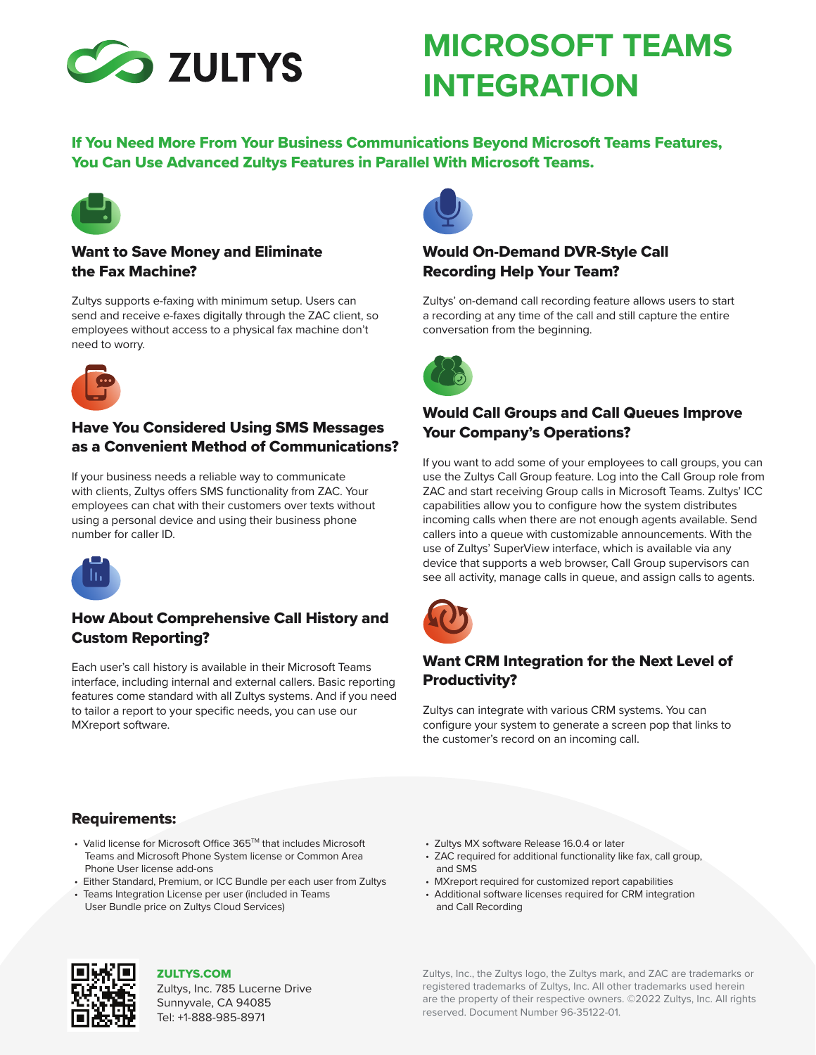# ZULTYS

# MICROSOFT TEAMS INTEGRATION

**If You Need More From Your Business Communications Beyond Microsoft Teams Features, You Can Use Advanced Zultys Features in Parallel With Microsoft Teams.**

### Want to Save Money and Eliminate the Fax Machine?

Zultys supports e-faxing with minimum setup. Users can send and receive e-faxes digitally through the ZAC client, so employees without access to a physical fax machine don't need to worry.

### Have You Considered Using SMS Messages as a Convenient Method of Communications?

If your business needs a reliable way to communicate with clients, Zultys offers SMS functionality from ZAC. Your employees can chat with their customers over texts without using a personal device and using their business phone number for caller ID.

### How About Comprehensive Call History and Custom Reporting?

Each user's call history is available in their Microsoft Teams interface, including internal and external callers. Basic reporting features come standard with all Zultys systems. And if you need to tailor a report to your specific needs, you can use our MXreport software.

### Would On-Demand DVR-Style Call Recording Help Your Team?

Zultys' on-demand call recording feature allows users to start a recording at any time of the call and still capture the entire conversation from the beginning.

### Would Call Groups and Call Queues Improve Your Company's Operations?

If you want to add some of your employees to call groups, you can use the Zultys Call Group feature. Log into the Call Group role from ZAC and start receiving Group calls in Microsoft Teams. Zultys' ICC capabilities allow you to configure how the system distributes incoming calls when there are not enough agents available. Send callers into a queue with customizable announcements. With the use of Zultys' SuperView interface, which is available via any device that supports a web browser, Call Group supervisors can see all activity, manage calls in queue, and assign calls to agents.

### Want CRM Integration for the Next Level of Productivity?

Zultys can integrate with various CRM systems. You can configure your system to generate a screen pop that links to the customer's record on an incoming call.

### Requirements:

- Valid license for Microsoft Office 365™ that includes Microsoft Teams and Microsoft Phone System license or Common Area Phone User license add-ons
- Either Standard, Premium, or ICC Bundle per each user from Zultys
- Teams Integration License per user (included in Teams User Bundle price on Zultys Cloud Services)
- Zultys MX software Release 16.0.4 or later
- ZAC required for additional functionality like fax, call group, and SMS
- MXreport required for customized report capabilities
- Additional software licenses required for CRM integration and Call Recording

**ZULTYS.COM**
Zultys, Inc. 785 Lucerne Drive
Sunnyvale, CA 94085
Tel: +1-888-985-8971

Zultys, Inc., the Zultys logo, the Zultys mark, and ZAC are trademarks or registered trademarks of Zultys, Inc. All other trademarks used herein are the property of their respective owners. ©2022 Zultys, Inc. All rights reserved. Document Number 96-35122-01.